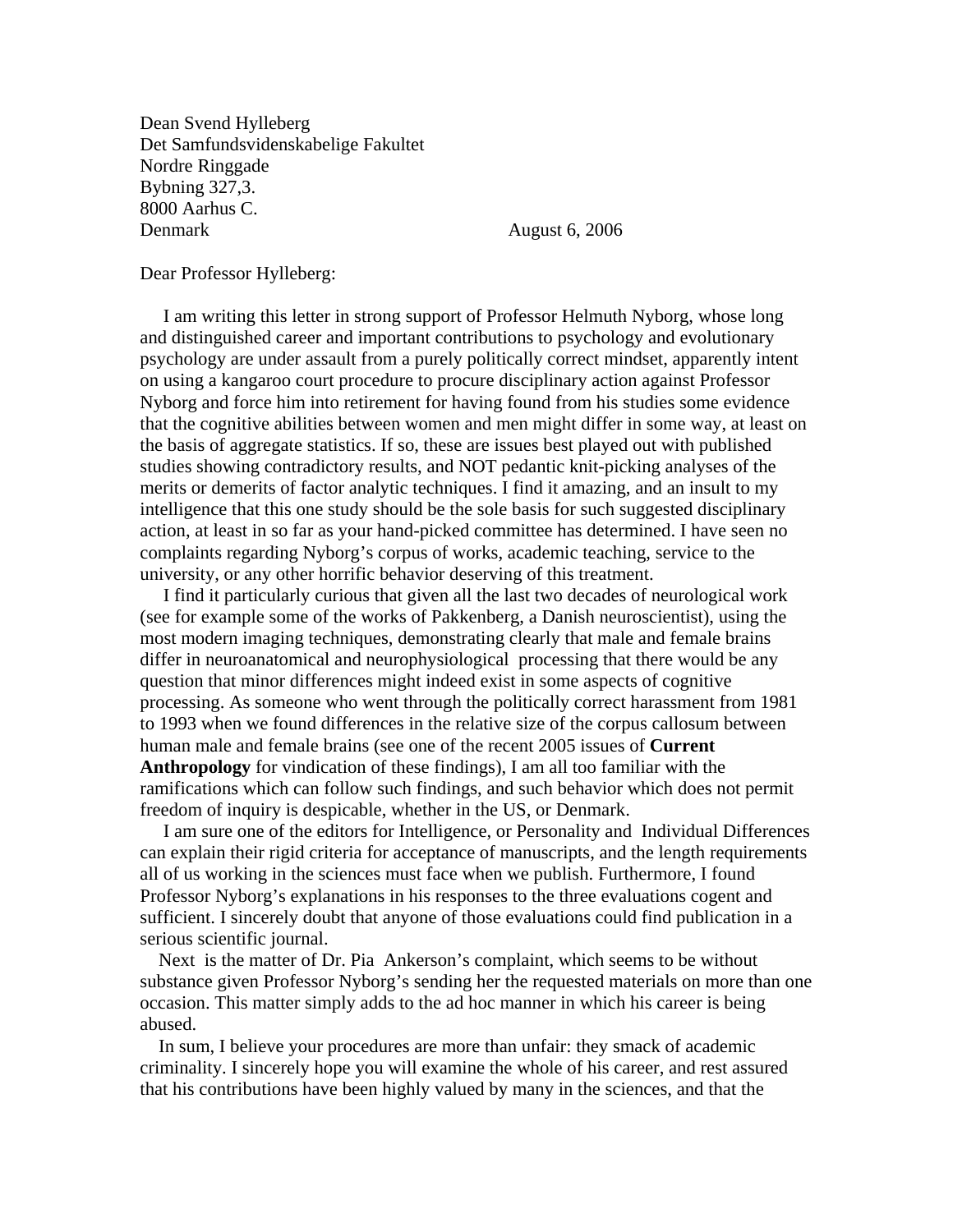Dean Svend Hylleberg
Det Samfundsvidenskabelige Fakultet
Nordre Ringgade
Bybning 327,3.
8000 Aarhus C.
Denmark

August 6, 2006

Dear Professor Hylleberg:

I am writing this letter in strong support of Professor Helmuth Nyborg, whose long and distinguished career and important contributions to psychology and evolutionary psychology are under assault from a purely politically correct mindset, apparently intent on using a kangaroo court procedure to procure disciplinary action against Professor Nyborg and force him into retirement for having found from his studies some evidence that the cognitive abilities between women and men might differ in some way, at least on the basis of aggregate statistics. If so, these are issues best played out with published studies showing contradictory results, and NOT pedantic knit-picking analyses of the merits or demerits of factor analytic techniques. I find it amazing, and an insult to my intelligence that this one study should be the sole basis for such suggested disciplinary action, at least in so far as your hand-picked committee has determined. I have seen no complaints regarding Nyborg's corpus of works, academic teaching, service to the university, or any other horrific behavior deserving of this treatment.

I find it particularly curious that given all the last two decades of neurological work (see for example some of the works of Pakkenberg, a Danish neuroscientist), using the most modern imaging techniques, demonstrating clearly that male and female brains differ in neuroanatomical and neurophysiological processing that there would be any question that minor differences might indeed exist in some aspects of cognitive processing. As someone who went through the politically correct harassment from 1981 to 1993 when we found differences in the relative size of the corpus callosum between human male and female brains (see one of the recent 2005 issues of **Current Anthropology** for vindication of these findings), I am all too familiar with the ramifications which can follow such findings, and such behavior which does not permit freedom of inquiry is despicable, whether in the US, or Denmark.

I am sure one of the editors for Intelligence, or Personality and Individual Differences can explain their rigid criteria for acceptance of manuscripts, and the length requirements all of us working in the sciences must face when we publish. Furthermore, I found Professor Nyborg's explanations in his responses to the three evaluations cogent and sufficient. I sincerely doubt that anyone of those evaluations could find publication in a serious scientific journal.

Next is the matter of Dr. Pia Ankerson's complaint, which seems to be without substance given Professor Nyborg's sending her the requested materials on more than one occasion. This matter simply adds to the ad hoc manner in which his career is being abused.

In sum, I believe your procedures are more than unfair: they smack of academic criminality. I sincerely hope you will examine the whole of his career, and rest assured that his contributions have been highly valued by many in the sciences, and that the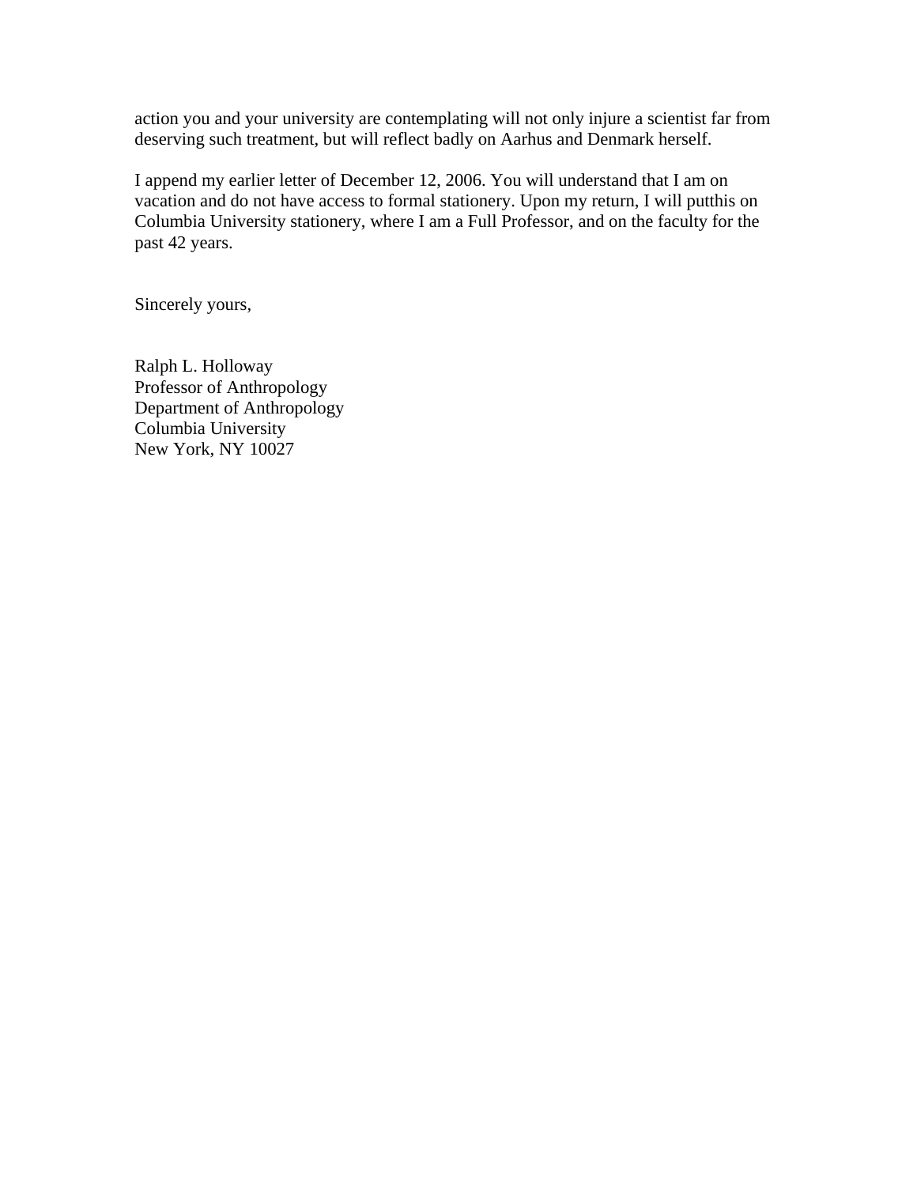action you and your university are contemplating will not only injure a scientist far from deserving such treatment, but will reflect badly on Aarhus and Denmark herself.

I append my earlier letter of December 12, 2006. You will understand that I am on vacation and do not have access to formal stationery. Upon my return, I will putthis on Columbia University stationery, where I am a Full Professor, and on the faculty for the past 42 years.

Sincerely yours,

Ralph L. Holloway
Professor of Anthropology
Department of Anthropology
Columbia University
New York, NY 10027